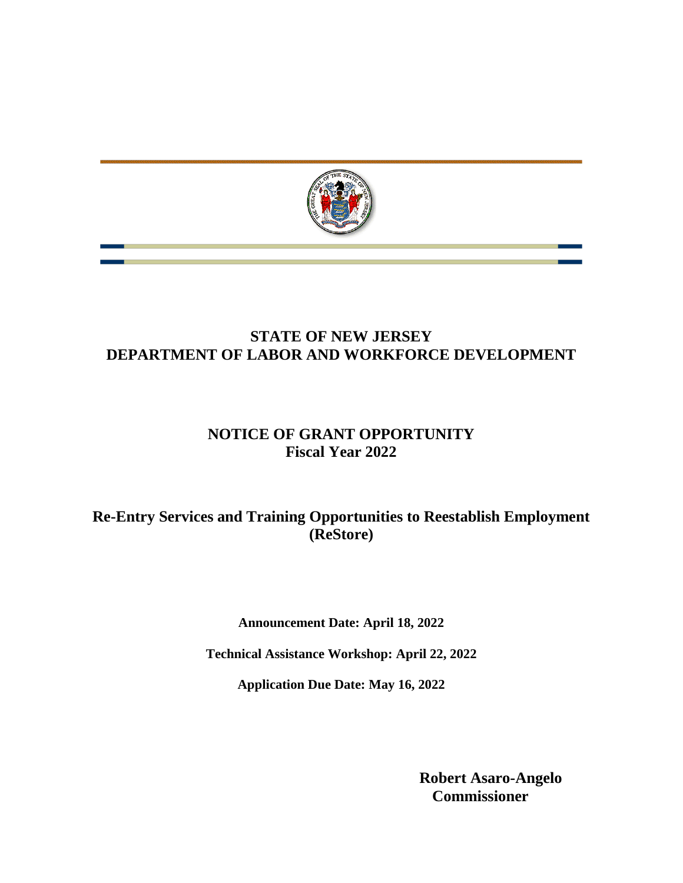# STATE OF NEW JERSEY
# DEPARTMENT OF LABOR AND WORKFORCE DEVELOPMENT

## NOTICE OF GRANT OPPORTUNITY
## Fiscal Year 2022

## Re-Entry Services and Training Opportunities to Reestablish Employment (ReStore)

**Announcement Date: April 18, 2022**

**Technical Assistance Workshop: April 22, 2022**

**Application Due Date: May 16, 2022**

**Robert Asaro-Angelo**
**Commissioner**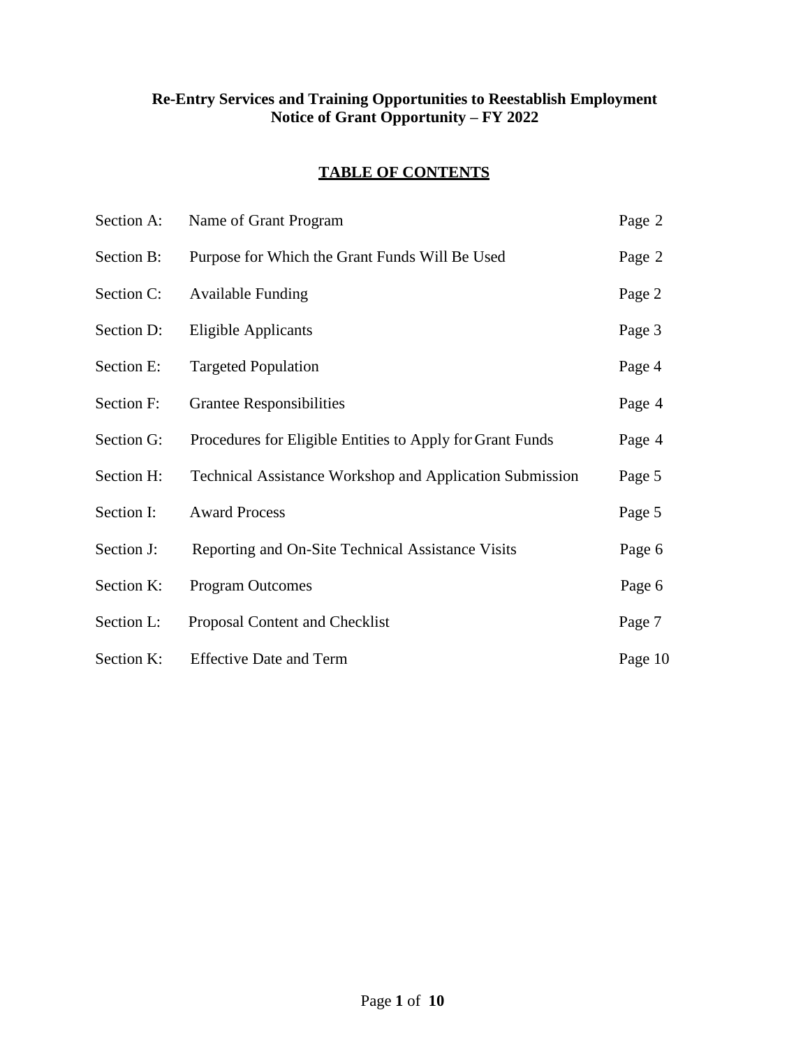**Re-Entry Services and Training Opportunities to Reestablish Employment**
**Notice of Grant Opportunity – FY 2022**

## TABLE OF CONTENTS

| | | |
|---|---|---|
| Section A: | Name of Grant Program | Page 2 |
| Section B: | Purpose for Which the Grant Funds Will Be Used | Page 2 |
| Section C: | Available Funding | Page 2 |
| Section D: | Eligible Applicants | Page 3 |
| Section E: | Targeted Population | Page 4 |
| Section F: | Grantee Responsibilities | Page 4 |
| Section G: | Procedures for Eligible Entities to Apply for Grant Funds | Page 4 |
| Section H: | Technical Assistance Workshop and Application Submission | Page 5 |
| Section I: | Award Process | Page 5 |
| Section J: | Reporting and On-Site Technical Assistance Visits | Page 6 |
| Section K: | Program Outcomes | Page 6 |
| Section L: | Proposal Content and Checklist | Page 7 |
| Section K: | Effective Date and Term | Page 10 |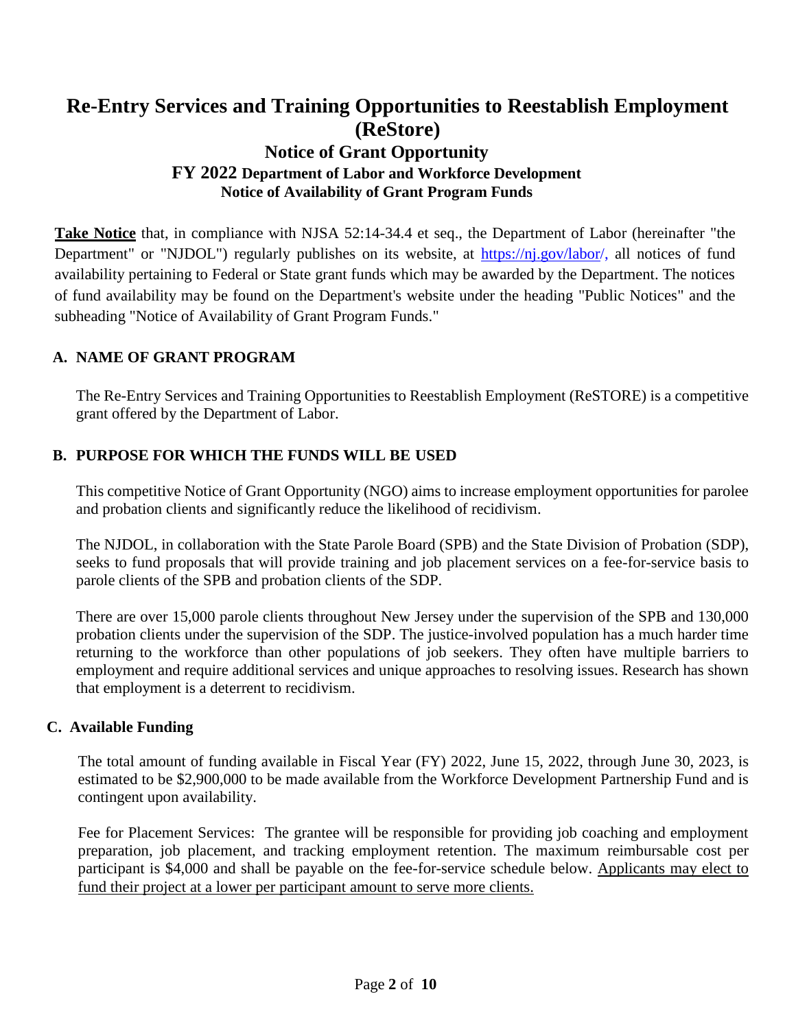# Re-Entry Services and Training Opportunities to Reestablish Employment (ReStore)

## Notice of Grant Opportunity

### FY 2022 Department of Labor and Workforce Development

### Notice of Availability of Grant Program Funds

**<u>Take Notice</u>** that, in compliance with NJSA 52:14-34.4 et seq., the Department of Labor (hereinafter "the Department" or "NJDOL") regularly publishes on its website, at https://nj.gov/labor/, all notices of fund availability pertaining to Federal or State grant funds which may be awarded by the Department. The notices of fund availability may be found on the Department's website under the heading "Public Notices" and the subheading "Notice of Availability of Grant Program Funds."

## A. NAME OF GRANT PROGRAM

The Re-Entry Services and Training Opportunities to Reestablish Employment (ReSTORE) is a competitive grant offered by the Department of Labor.

## B. PURPOSE FOR WHICH THE FUNDS WILL BE USED

This competitive Notice of Grant Opportunity (NGO) aims to increase employment opportunities for parolee and probation clients and significantly reduce the likelihood of recidivism.

The NJDOL, in collaboration with the State Parole Board (SPB) and the State Division of Probation (SDP), seeks to fund proposals that will provide training and job placement services on a fee-for-service basis to parole clients of the SPB and probation clients of the SDP.

There are over 15,000 parole clients throughout New Jersey under the supervision of the SPB and 130,000 probation clients under the supervision of the SDP. The justice-involved population has a much harder time returning to the workforce than other populations of job seekers. They often have multiple barriers to employment and require additional services and unique approaches to resolving issues. Research has shown that employment is a deterrent to recidivism.

## C. Available Funding

The total amount of funding available in Fiscal Year (FY) 2022, June 15, 2022, through June 30, 2023, is estimated to be $2,900,000 to be made available from the Workforce Development Partnership Fund and is contingent upon availability.

Fee for Placement Services: The grantee will be responsible for providing job coaching and employment preparation, job placement, and tracking employment retention. The maximum reimbursable cost per participant is $4,000 and shall be payable on the fee-for-service schedule below. <u>Applicants may elect to fund their project at a lower per participant amount to serve more clients.</u>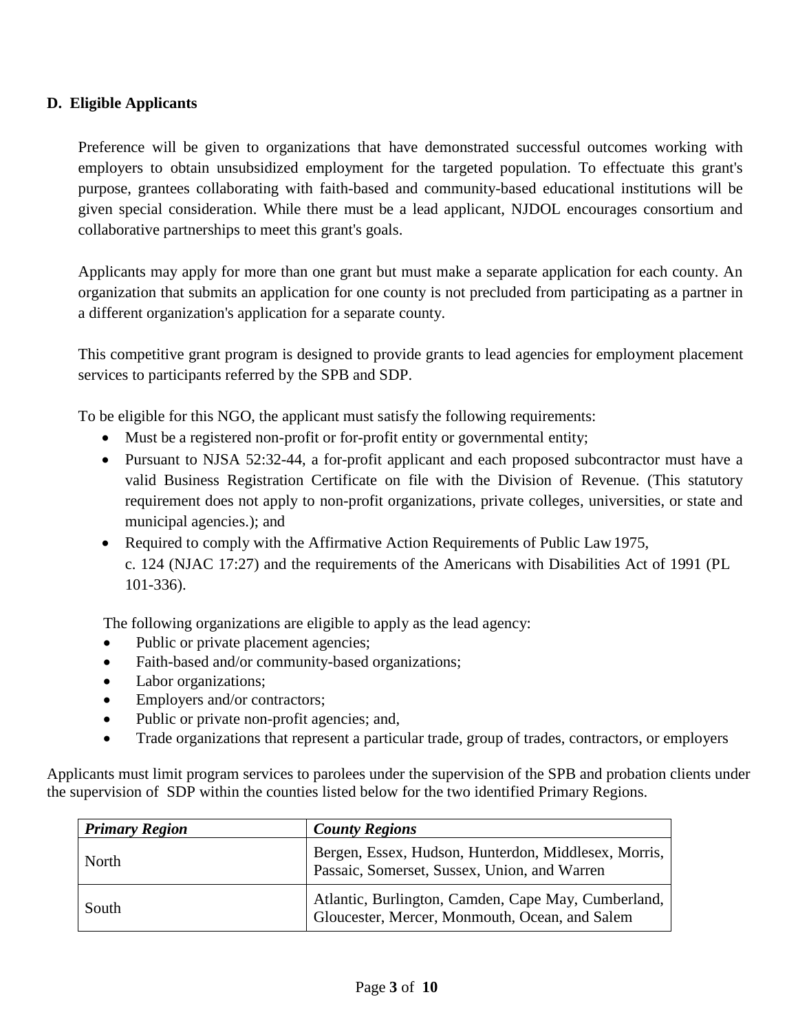## D. Eligible Applicants

Preference will be given to organizations that have demonstrated successful outcomes working with employers to obtain unsubsidized employment for the targeted population. To effectuate this grant's purpose, grantees collaborating with faith-based and community-based educational institutions will be given special consideration. While there must be a lead applicant, NJDOL encourages consortium and collaborative partnerships to meet this grant's goals.

Applicants may apply for more than one grant but must make a separate application for each county. An organization that submits an application for one county is not precluded from participating as a partner in a different organization's application for a separate county.

This competitive grant program is designed to provide grants to lead agencies for employment placement services to participants referred by the SPB and SDP.

To be eligible for this NGO, the applicant must satisfy the following requirements:

- Must be a registered non-profit or for-profit entity or governmental entity;
- Pursuant to NJSA 52:32-44, a for-profit applicant and each proposed subcontractor must have a valid Business Registration Certificate on file with the Division of Revenue. (This statutory requirement does not apply to non-profit organizations, private colleges, universities, or state and municipal agencies.); and
- Required to comply with the Affirmative Action Requirements of Public Law 1975, c. 124 (NJAC 17:27) and the requirements of the Americans with Disabilities Act of 1991 (PL 101-336).

The following organizations are eligible to apply as the lead agency:

- Public or private placement agencies;
- Faith-based and/or community-based organizations;
- Labor organizations;
- Employers and/or contractors;
- Public or private non-profit agencies; and,
- Trade organizations that represent a particular trade, group of trades, contractors, or employers

Applicants must limit program services to parolees under the supervision of the SPB and probation clients under the supervision of SDP within the counties listed below for the two identified Primary Regions.

| ***Primary Region*** | ***County Regions*** |
| --- | --- |
| North | Bergen, Essex, Hudson, Hunterdon, Middlesex, Morris, Passaic, Somerset, Sussex, Union, and Warren |
| South | Atlantic, Burlington, Camden, Cape May, Cumberland, Gloucester, Mercer, Monmouth, Ocean, and Salem |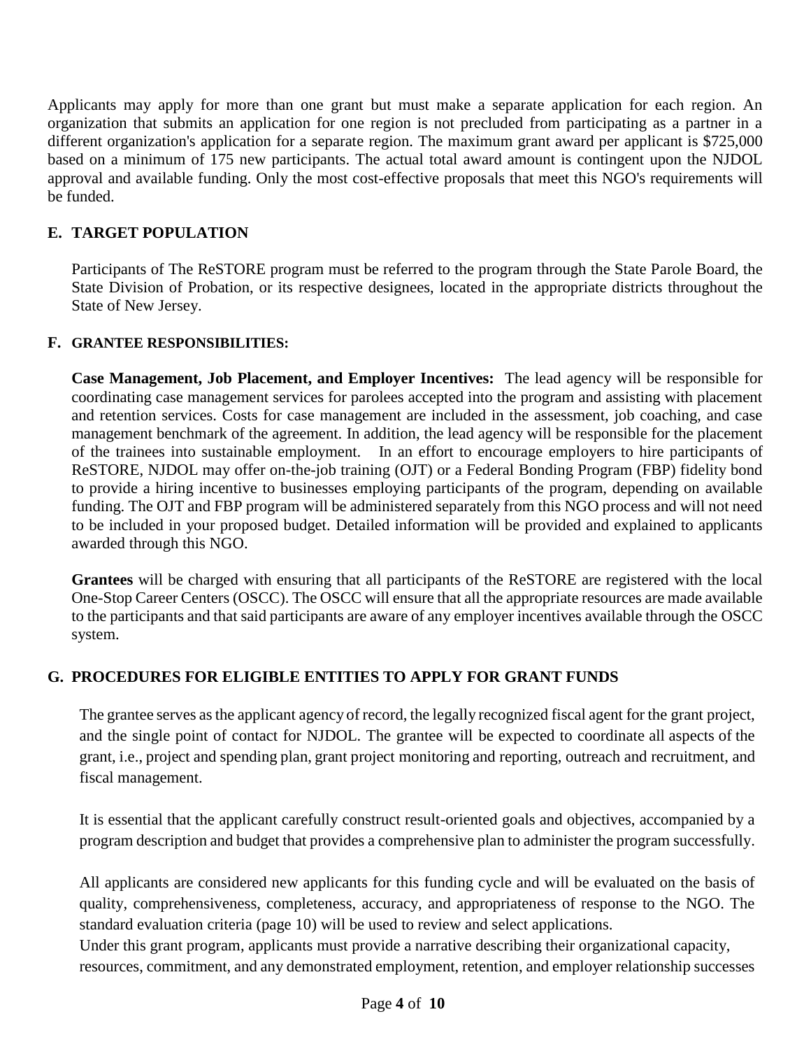Applicants may apply for more than one grant but must make a separate application for each region. An organization that submits an application for one region is not precluded from participating as a partner in a different organization's application for a separate region. The maximum grant award per applicant is $725,000 based on a minimum of 175 new participants. The actual total award amount is contingent upon the NJDOL approval and available funding. Only the most cost-effective proposals that meet this NGO's requirements will be funded.

## E. TARGET POPULATION

Participants of The ReSTORE program must be referred to the program through the State Parole Board, the State Division of Probation, or its respective designees, located in the appropriate districts throughout the State of New Jersey.

## F. GRANTEE RESPONSIBILITIES:

**Case Management, Job Placement, and Employer Incentives:** The lead agency will be responsible for coordinating case management services for parolees accepted into the program and assisting with placement and retention services. Costs for case management are included in the assessment, job coaching, and case management benchmark of the agreement. In addition, the lead agency will be responsible for the placement of the trainees into sustainable employment. In an effort to encourage employers to hire participants of ReSTORE, NJDOL may offer on-the-job training (OJT) or a Federal Bonding Program (FBP) fidelity bond to provide a hiring incentive to businesses employing participants of the program, depending on available funding. The OJT and FBP program will be administered separately from this NGO process and will not need to be included in your proposed budget. Detailed information will be provided and explained to applicants awarded through this NGO.

**Grantees** will be charged with ensuring that all participants of the ReSTORE are registered with the local One-Stop Career Centers (OSCC). The OSCC will ensure that all the appropriate resources are made available to the participants and that said participants are aware of any employer incentives available through the OSCC system.

## G. PROCEDURES FOR ELIGIBLE ENTITIES TO APPLY FOR GRANT FUNDS

The grantee serves as the applicant agency of record, the legally recognized fiscal agent for the grant project, and the single point of contact for NJDOL. The grantee will be expected to coordinate all aspects of the grant, i.e., project and spending plan, grant project monitoring and reporting, outreach and recruitment, and fiscal management.

It is essential that the applicant carefully construct result-oriented goals and objectives, accompanied by a program description and budget that provides a comprehensive plan to administer the program successfully.

All applicants are considered new applicants for this funding cycle and will be evaluated on the basis of quality, comprehensiveness, completeness, accuracy, and appropriateness of response to the NGO. The standard evaluation criteria (page 10) will be used to review and select applications.
Under this grant program, applicants must provide a narrative describing their organizational capacity, resources, commitment, and any demonstrated employment, retention, and employer relationship successes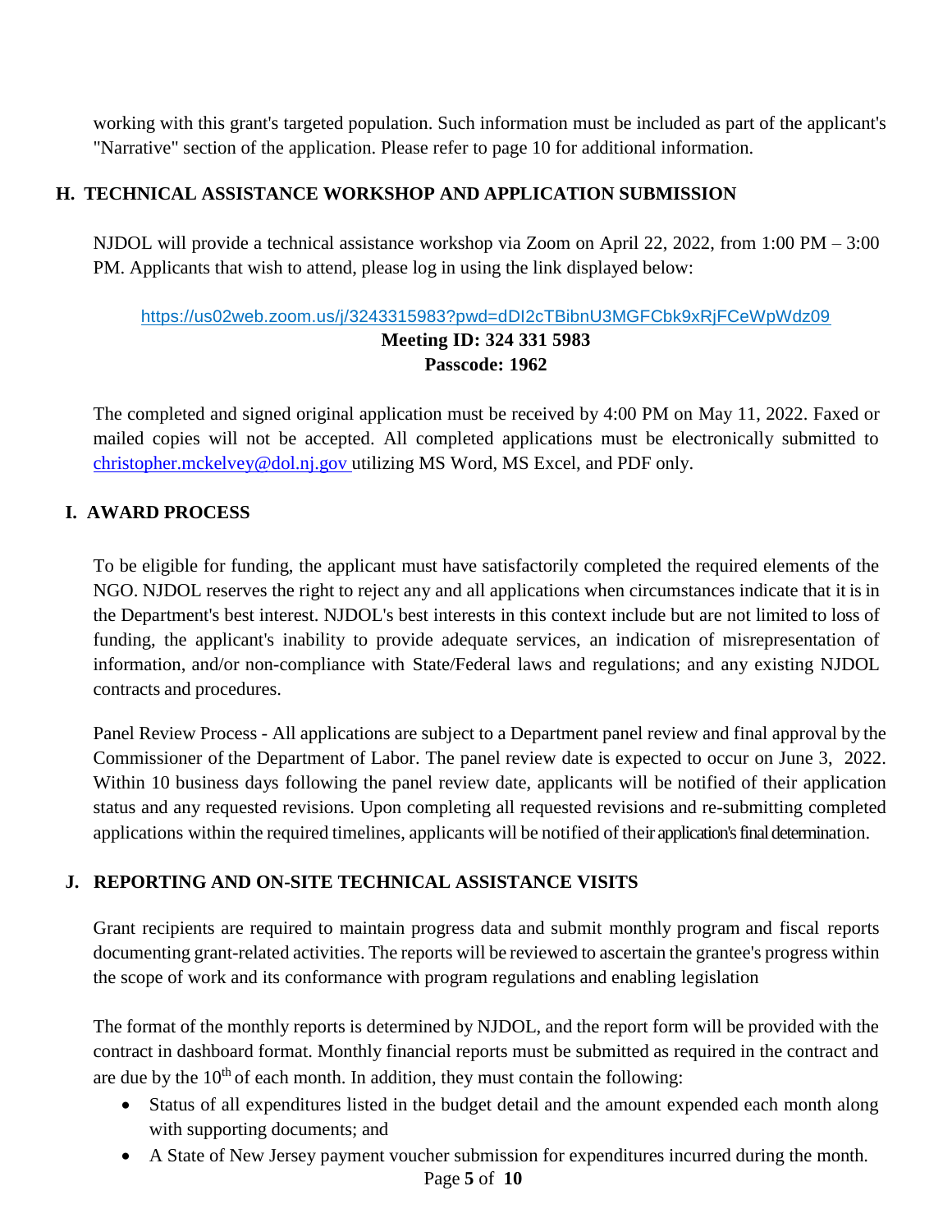working with this grant's targeted population. Such information must be included as part of the applicant's "Narrative" section of the application. Please refer to page 10 for additional information.

## H. TECHNICAL ASSISTANCE WORKSHOP AND APPLICATION SUBMISSION

NJDOL will provide a technical assistance workshop via Zoom on April 22, 2022, from 1:00 PM – 3:00 PM. Applicants that wish to attend, please log in using the link displayed below:

https://us02web.zoom.us/j/3243315983?pwd=dDI2cTBibnU3MGFCbk9xRjFCeWpWdz09

**Meeting ID: 324 331 5983**

**Passcode: 1962**

The completed and signed original application must be received by 4:00 PM on May 11, 2022. Faxed or mailed copies will not be accepted. All completed applications must be electronically submitted to christopher.mckelvey@dol.nj.gov utilizing MS Word, MS Excel, and PDF only.

## I. AWARD PROCESS

To be eligible for funding, the applicant must have satisfactorily completed the required elements of the NGO. NJDOL reserves the right to reject any and all applications when circumstances indicate that it is in the Department's best interest. NJDOL's best interests in this context include but are not limited to loss of funding, the applicant's inability to provide adequate services, an indication of misrepresentation of information, and/or non-compliance with State/Federal laws and regulations; and any existing NJDOL contracts and procedures.

Panel Review Process - All applications are subject to a Department panel review and final approval by the Commissioner of the Department of Labor. The panel review date is expected to occur on June 3, 2022. Within 10 business days following the panel review date, applicants will be notified of their application status and any requested revisions. Upon completing all requested revisions and re-submitting completed applications within the required timelines, applicants will be notified of their application's final determination.

## J. REPORTING AND ON-SITE TECHNICAL ASSISTANCE VISITS

Grant recipients are required to maintain progress data and submit monthly program and fiscal reports documenting grant-related activities. The reports will be reviewed to ascertain the grantee's progress within the scope of work and its conformance with program regulations and enabling legislation

The format of the monthly reports is determined by NJDOL, and the report form will be provided with the contract in dashboard format. Monthly financial reports must be submitted as required in the contract and are due by the 10th of each month. In addition, they must contain the following:

- Status of all expenditures listed in the budget detail and the amount expended each month along with supporting documents; and
- A State of New Jersey payment voucher submission for expenditures incurred during the month.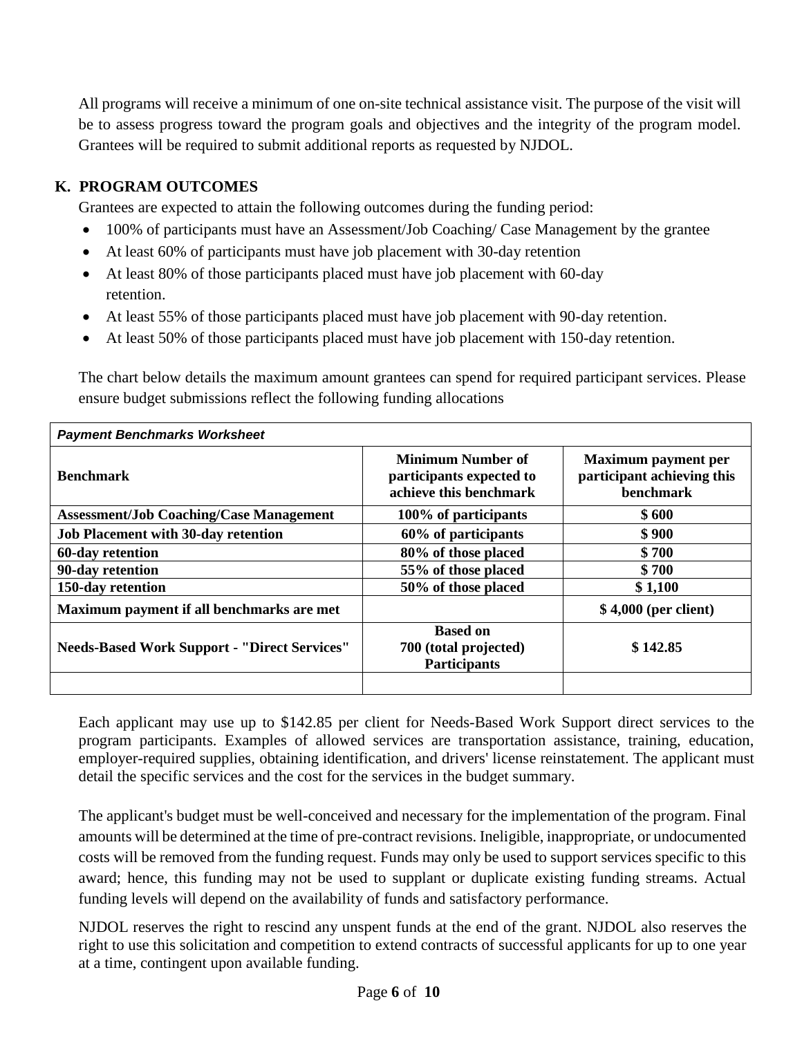All programs will receive a minimum of one on-site technical assistance visit. The purpose of the visit will be to assess progress toward the program goals and objectives and the integrity of the program model. Grantees will be required to submit additional reports as requested by NJDOL.

## K. PROGRAM OUTCOMES

Grantees are expected to attain the following outcomes during the funding period:

- 100% of participants must have an Assessment/Job Coaching/ Case Management by the grantee
- At least 60% of participants must have job placement with 30-day retention
- At least 80% of those participants placed must have job placement with 60-day retention.
- At least 55% of those participants placed must have job placement with 90-day retention.
- At least 50% of those participants placed must have job placement with 150-day retention.

The chart below details the maximum amount grantees can spend for required participant services. Please ensure budget submissions reflect the following funding allocations

| ***Payment Benchmarks Worksheet*** | | |
|---|---|---|
| **Benchmark** | **Minimum Number of participants expected to achieve this benchmark** | **Maximum payment per participant achieving this benchmark** |
| **Assessment/Job Coaching/Case Management** | **100% of participants** | **$ 600** |
| **Job Placement with 30-day retention** | **60% of participants** | **$ 900** |
| **60-day retention** | **80% of those placed** | **$ 700** |
| **90-day retention** | **55% of those placed** | **$ 700** |
| **150-day retention** | **50% of those placed** | **$ 1,100** |
| **Maximum payment if all benchmarks are met** | | **$ 4,000 (per client)** |
| **Needs-Based Work Support - "Direct Services"** | **Based on 700 (total projected) Participants** | **$ 142.85** |
| | | |

Each applicant may use up to $142.85 per client for Needs-Based Work Support direct services to the program participants. Examples of allowed services are transportation assistance, training, education, employer-required supplies, obtaining identification, and drivers' license reinstatement. The applicant must detail the specific services and the cost for the services in the budget summary.

The applicant's budget must be well-conceived and necessary for the implementation of the program. Final amounts will be determined at the time of pre-contract revisions. Ineligible, inappropriate, or undocumented costs will be removed from the funding request. Funds may only be used to support services specific to this award; hence, this funding may not be used to supplant or duplicate existing funding streams. Actual funding levels will depend on the availability of funds and satisfactory performance.

NJDOL reserves the right to rescind any unspent funds at the end of the grant. NJDOL also reserves the right to use this solicitation and competition to extend contracts of successful applicants for up to one year at a time, contingent upon available funding.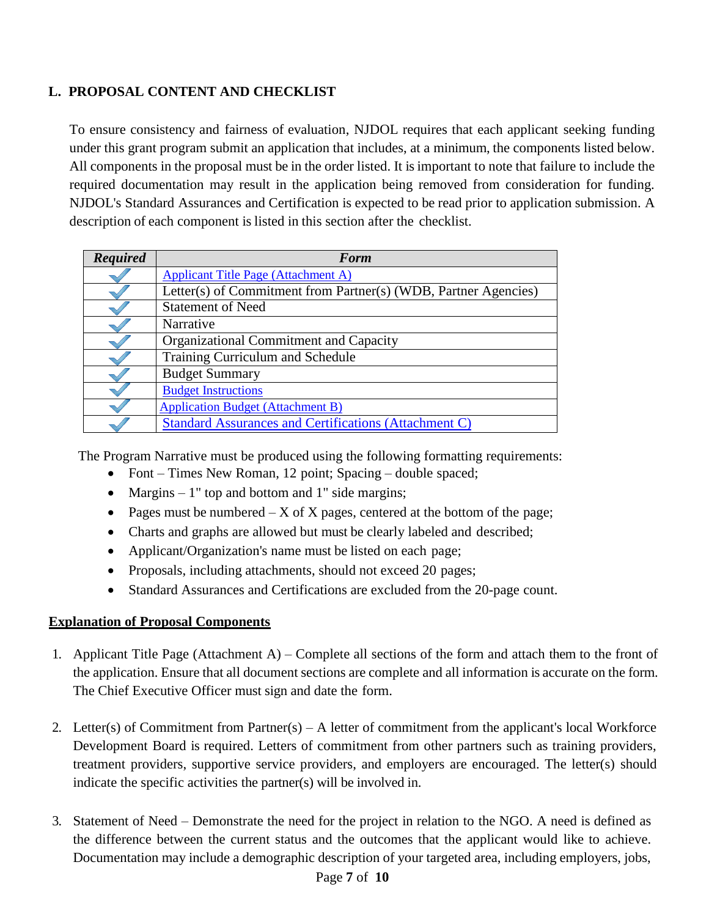## L. PROPOSAL CONTENT AND CHECKLIST

To ensure consistency and fairness of evaluation, NJDOL requires that each applicant seeking funding under this grant program submit an application that includes, at a minimum, the components listed below. All components in the proposal must be in the order listed. It is important to note that failure to include the required documentation may result in the application being removed from consideration for funding. NJDOL's Standard Assurances and Certification is expected to be read prior to application submission. A description of each component is listed in this section after the checklist.

| *Required* | *Form* |
|---|---|
| ✓ | Applicant Title Page (Attachment A) |
| ✓ | Letter(s) of Commitment from Partner(s) (WDB, Partner Agencies) |
| ✓ | Statement of Need |
| ✓ | Narrative |
| ✓ | Organizational Commitment and Capacity |
| ✓ | Training Curriculum and Schedule |
| ✓ | Budget Summary |
| ✓ | Budget Instructions |
| ✓ | Application Budget (Attachment B) |
| ✓ | Standard Assurances and Certifications (Attachment C) |

The Program Narrative must be produced using the following formatting requirements:

- Font – Times New Roman, 12 point; Spacing – double spaced;
- Margins – 1" top and bottom and 1" side margins;
- Pages must be numbered – X of X pages, centered at the bottom of the page;
- Charts and graphs are allowed but must be clearly labeled and described;
- Applicant/Organization's name must be listed on each page;
- Proposals, including attachments, should not exceed 20 pages;
- Standard Assurances and Certifications are excluded from the 20-page count.

**Explanation of Proposal Components**

1. Applicant Title Page (Attachment A) – Complete all sections of the form and attach them to the front of the application. Ensure that all document sections are complete and all information is accurate on the form. The Chief Executive Officer must sign and date the form.

2. Letter(s) of Commitment from Partner(s) – A letter of commitment from the applicant's local Workforce Development Board is required. Letters of commitment from other partners such as training providers, treatment providers, supportive service providers, and employers are encouraged. The letter(s) should indicate the specific activities the partner(s) will be involved in.

3. Statement of Need – Demonstrate the need for the project in relation to the NGO. A need is defined as the difference between the current status and the outcomes that the applicant would like to achieve. Documentation may include a demographic description of your targeted area, including employers, jobs,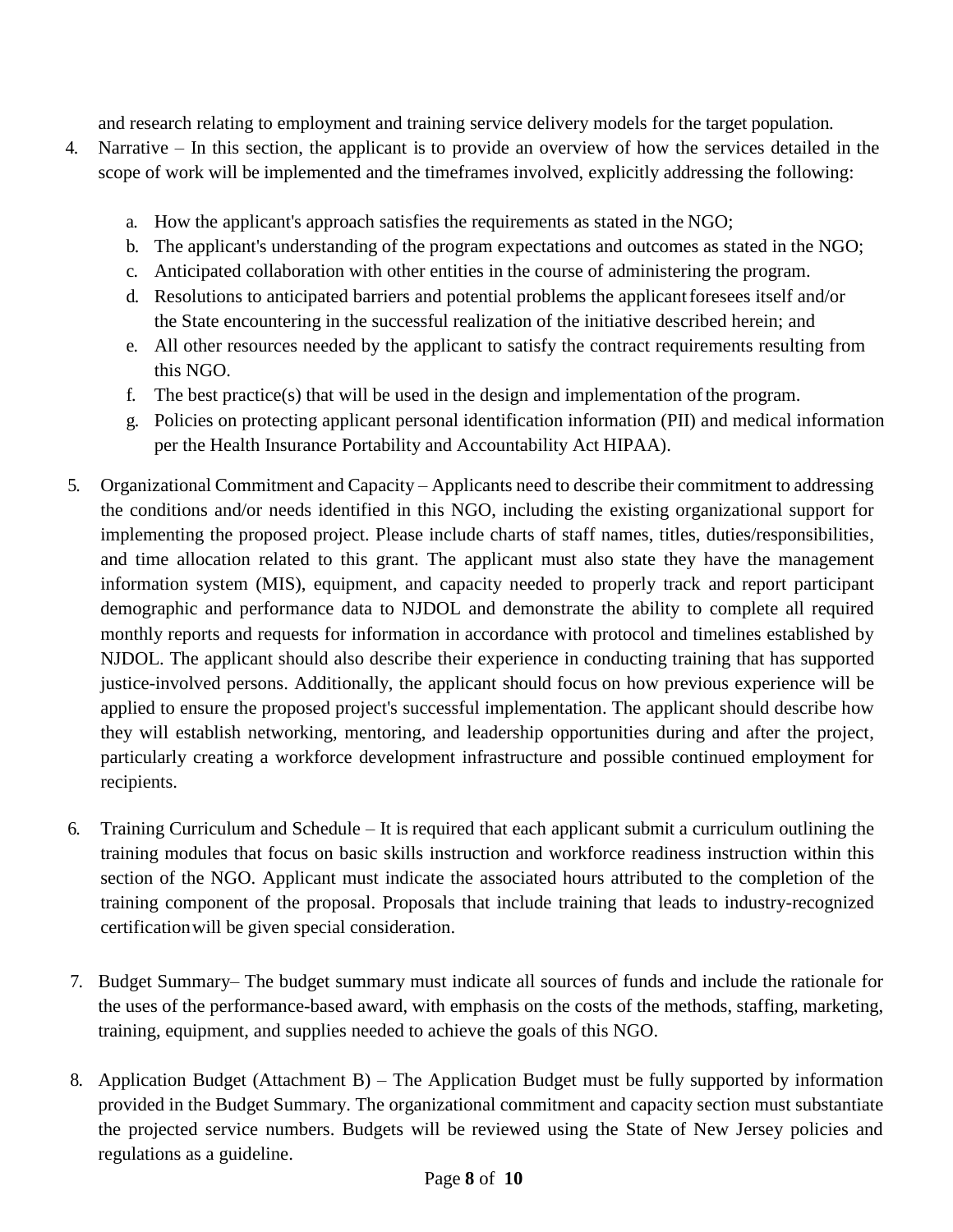and research relating to employment and training service delivery models for the target population.

4. Narrative – In this section, the applicant is to provide an overview of how the services detailed in the scope of work will be implemented and the timeframes involved, explicitly addressing the following:

    a. How the applicant's approach satisfies the requirements as stated in the NGO;
    b. The applicant's understanding of the program expectations and outcomes as stated in the NGO;
    c. Anticipated collaboration with other entities in the course of administering the program.
    d. Resolutions to anticipated barriers and potential problems the applicant foresees itself and/or the State encountering in the successful realization of the initiative described herein; and
    e. All other resources needed by the applicant to satisfy the contract requirements resulting from this NGO.
    f. The best practice(s) that will be used in the design and implementation of the program.
    g. Policies on protecting applicant personal identification information (PII) and medical information per the Health Insurance Portability and Accountability Act HIPAA).

5. Organizational Commitment and Capacity – Applicants need to describe their commitment to addressing the conditions and/or needs identified in this NGO, including the existing organizational support for implementing the proposed project. Please include charts of staff names, titles, duties/responsibilities, and time allocation related to this grant. The applicant must also state they have the management information system (MIS), equipment, and capacity needed to properly track and report participant demographic and performance data to NJDOL and demonstrate the ability to complete all required monthly reports and requests for information in accordance with protocol and timelines established by NJDOL. The applicant should also describe their experience in conducting training that has supported justice-involved persons. Additionally, the applicant should focus on how previous experience will be applied to ensure the proposed project's successful implementation. The applicant should describe how they will establish networking, mentoring, and leadership opportunities during and after the project, particularly creating a workforce development infrastructure and possible continued employment for recipients.

6. Training Curriculum and Schedule – It is required that each applicant submit a curriculum outlining the training modules that focus on basic skills instruction and workforce readiness instruction within this section of the NGO. Applicant must indicate the associated hours attributed to the completion of the training component of the proposal. Proposals that include training that leads to industry-recognized certification will be given special consideration.

7. Budget Summary– The budget summary must indicate all sources of funds and include the rationale for the uses of the performance-based award, with emphasis on the costs of the methods, staffing, marketing, training, equipment, and supplies needed to achieve the goals of this NGO.

8. Application Budget (Attachment B) – The Application Budget must be fully supported by information provided in the Budget Summary. The organizational commitment and capacity section must substantiate the projected service numbers. Budgets will be reviewed using the State of New Jersey policies and regulations as a guideline.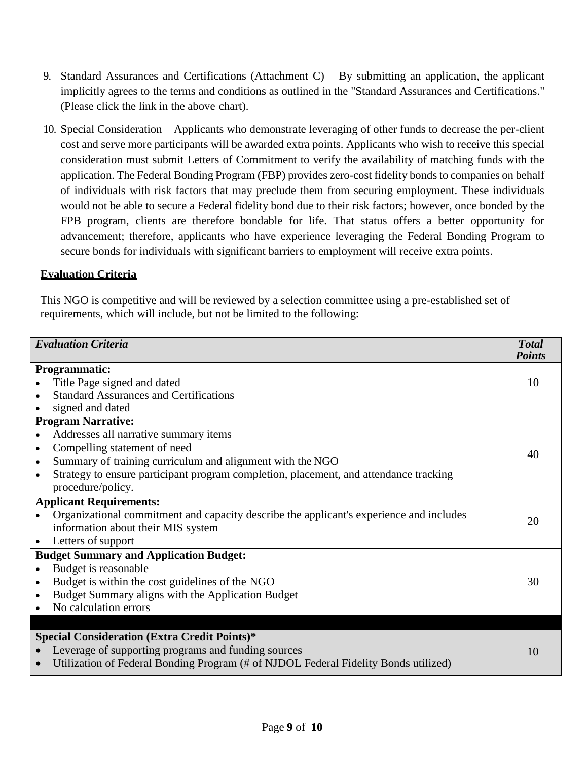9. Standard Assurances and Certifications (Attachment C) – By submitting an application, the applicant implicitly agrees to the terms and conditions as outlined in the "Standard Assurances and Certifications." (Please click the link in the above chart).

10. Special Consideration – Applicants who demonstrate leveraging of other funds to decrease the per-client cost and serve more participants will be awarded extra points. Applicants who wish to receive this special consideration must submit Letters of Commitment to verify the availability of matching funds with the application. The Federal Bonding Program (FBP) provides zero-cost fidelity bonds to companies on behalf of individuals with risk factors that may preclude them from securing employment. These individuals would not be able to secure a Federal fidelity bond due to their risk factors; however, once bonded by the FPB program, clients are therefore bondable for life. That status offers a better opportunity for advancement; therefore, applicants who have experience leveraging the Federal Bonding Program to secure bonds for individuals with significant barriers to employment will receive extra points.

## Evaluation Criteria

This NGO is competitive and will be reviewed by a selection committee using a pre-established set of requirements, which will include, but not be limited to the following:

| *Evaluation Criteria* | *Total Points* |
|---|---|
| **Programmatic:**<br>• Title Page signed and dated<br>• Standard Assurances and Certifications<br>• signed and dated | 10 |
| **Program Narrative:**<br>• Addresses all narrative summary items<br>• Compelling statement of need<br>• Summary of training curriculum and alignment with the NGO<br>• Strategy to ensure participant program completion, placement, and attendance tracking procedure/policy. | 40 |
| **Applicant Requirements:**<br>• Organizational commitment and capacity describe the applicant's experience and includes information about their MIS system<br>• Letters of support | 20 |
| **Budget Summary and Application Budget:**<br>• Budget is reasonable<br>• Budget is within the cost guidelines of the NGO<br>• Budget Summary aligns with the Application Budget<br>• No calculation errors | 30 |
| | |
| **Special Consideration (Extra Credit Points)***<br>• Leverage of supporting programs and funding sources<br>• Utilization of Federal Bonding Program (# of NJDOL Federal Fidelity Bonds utilized) | 10 |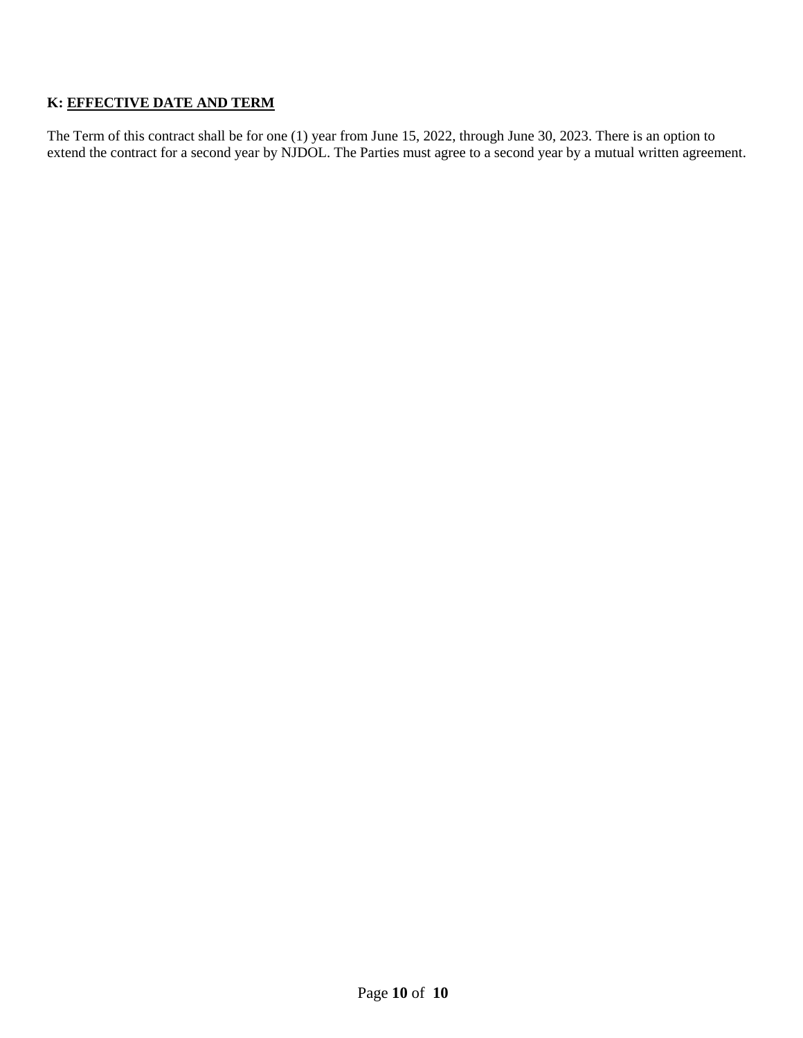**K: EFFECTIVE DATE AND TERM**

The Term of this contract shall be for one (1) year from June 15, 2022, through June 30, 2023. There is an option to extend the contract for a second year by NJDOL. The Parties must agree to a second year by a mutual written agreement.